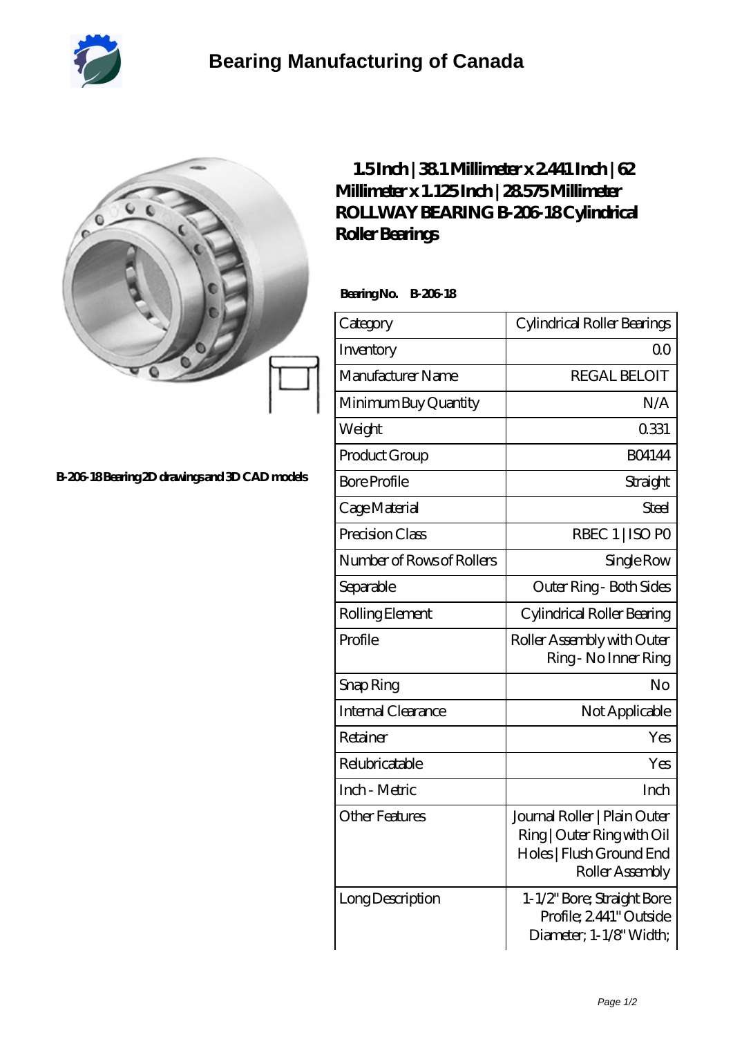# Bearing Manufacturing of Canada

## 1.5 Inch | 38.1 Millimeter x 2.441 Inch | 62 Millimeter x 1.125 Inch | 28.575 Millimeter ROLLWAY BEARING B-206-18 Cylindrical Roller Bearings

B-206-18 Bearing 2D drawings and 3D CAD models

**Bearing No. B-206-18**

| Category | Cylindrical Roller Bearings |
|---|---|
| Inventory | 0.0 |
| Manufacturer Name | REGAL BELOIT |
| Minimum Buy Quantity | N/A |
| Weight | 0.331 |
| Product Group | B04144 |
| Bore Profile | Straight |
| Cage Material | Steel |
| Precision Class | RBEC 1 \| ISO P0 |
| Number of Rows of Rollers | Single Row |
| Separable | Outer Ring - Both Sides |
| Rolling Element | Cylindrical Roller Bearing |
| Profile | Roller Assembly with Outer Ring - No Inner Ring |
| Snap Ring | No |
| Internal Clearance | Not Applicable |
| Retainer | Yes |
| Relubricatable | Yes |
| Inch - Metric | Inch |
| Other Features | Journal Roller \| Plain Outer Ring \| Outer Ring with Oil Holes \| Flush Ground End Roller Assembly |
| Long Description | 1-1/2" Bore; Straight Bore Profile; 2.441" Outside Diameter; 1-1/8" Width; |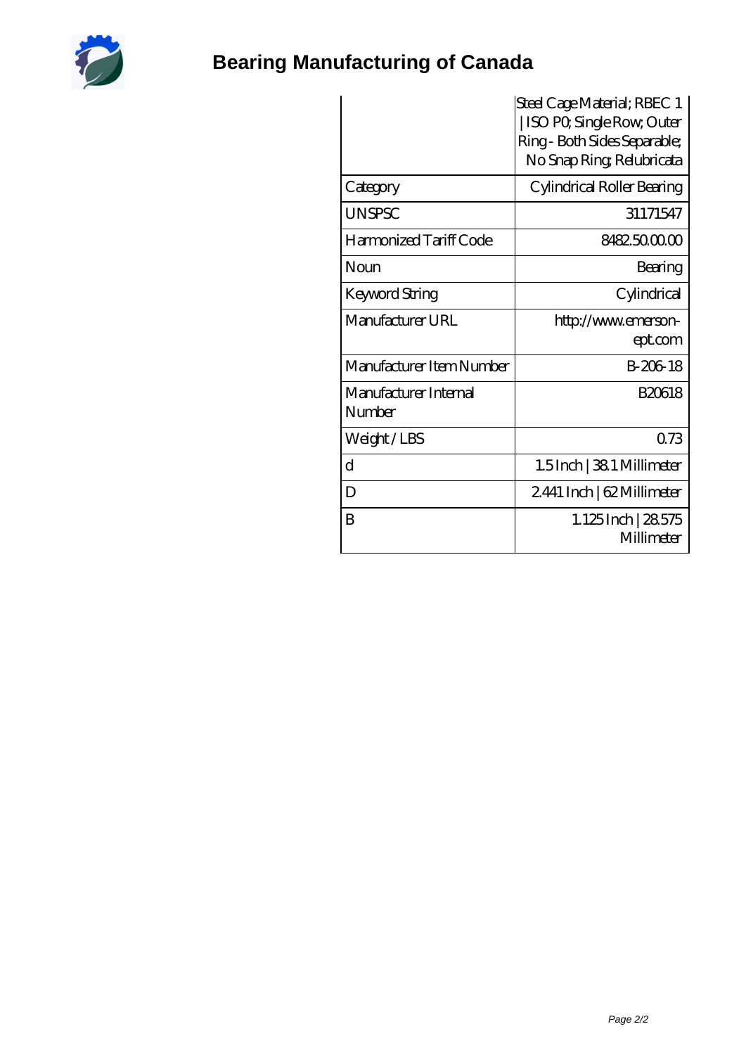| | |
|---|---|
| | Steel Cage Material; RBEC 1 \| ISO P0; Single Row; Outer Ring - Both Sides Separable; No Snap Ring; Relubricata |
| Category | Cylindrical Roller Bearing |
| UNSPSC | 31171547 |
| Harmonized Tariff Code | 8482.50.00.00 |
| Noun | Bearing |
| Keyword String | Cylindrical |
| Manufacturer URL | http://www.emerson-ept.com |
| Manufacturer Item Number | B-206-18 |
| Manufacturer Internal Number | B20618 |
| Weight / LBS | 0.73 |
| d | 1.5 Inch \| 38.1 Millimeter |
| D | 2.441 Inch \| 62 Millimeter |
| B | 1.125 Inch \| 28.575 Millimeter |